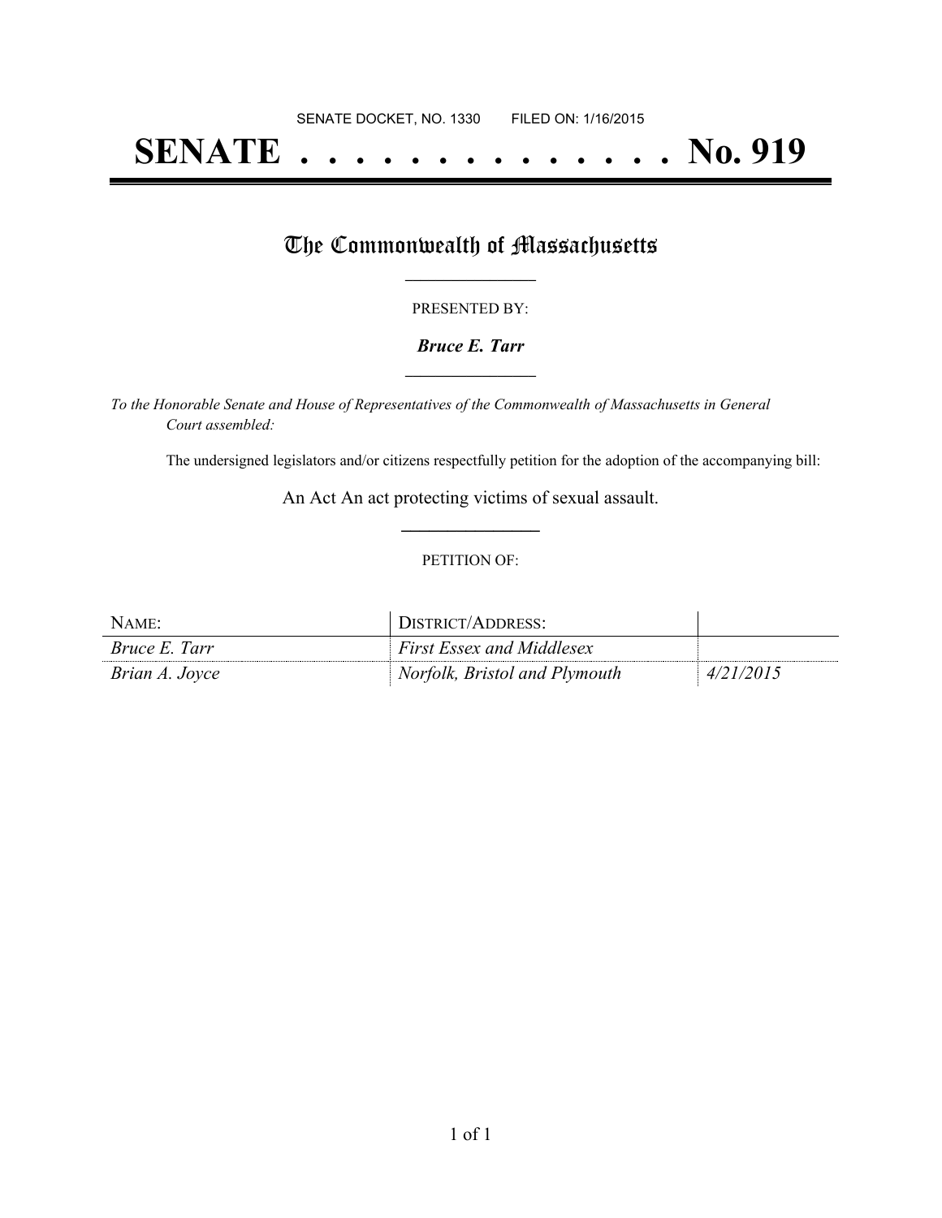SENATE DOCKET, NO. 1330        FILED ON: 1/16/2015

# SENATE . . . . . . . . . . . . . . No. 919

## The Commonwealth of Massachusetts

PRESENTED BY:

***Bruce E. Tarr***

*To the Honorable Senate and House of Representatives of the Commonwealth of Massachusetts in General Court assembled:*

The undersigned legislators and/or citizens respectfully petition for the adoption of the accompanying bill:

An Act An act protecting victims of sexual assault.

PETITION OF:

| NAME: | DISTRICT/ADDRESS: | |
|---|---|---|
| *Bruce E. Tarr* | *First Essex and Middlesex* | |
| *Brian A. Joyce* | *Norfolk, Bristol and Plymouth* | *4/21/2015* |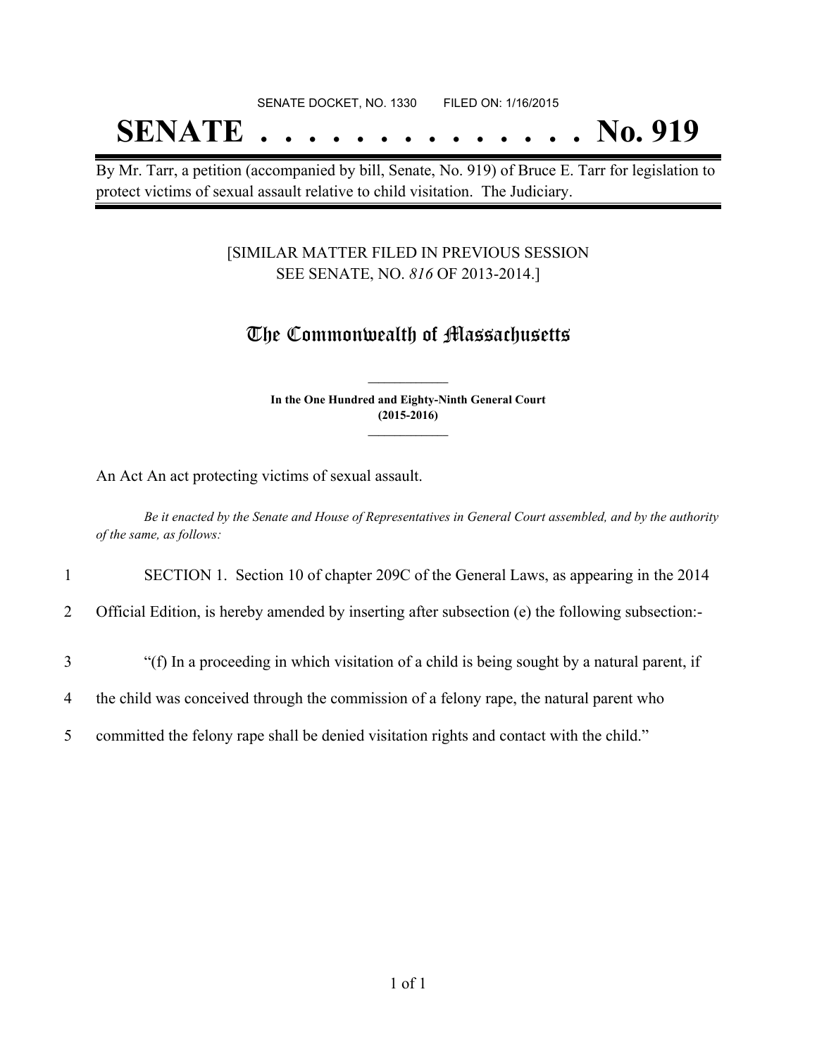SENATE DOCKET, NO. 1330        FILED ON: 1/16/2015

# SENATE . . . . . . . . . . . . . . No. 919

By Mr. Tarr, a petition (accompanied by bill, Senate, No. 919) of Bruce E. Tarr for legislation to protect victims of sexual assault relative to child visitation. The Judiciary.

[SIMILAR MATTER FILED IN PREVIOUS SESSION SEE SENATE, NO. *816* OF 2013-2014.]

## The Commonwealth of Massachusetts

**In the One Hundred and Eighty-Ninth General Court (2015-2016)**

An Act An act protecting victims of sexual assault.

*Be it enacted by the Senate and House of Representatives in General Court assembled, and by the authority of the same, as follows:*

1 SECTION 1. Section 10 of chapter 209C of the General Laws, as appearing in the 2014
2 Official Edition, is hereby amended by inserting after subsection (e) the following subsection:-

3 "(f) In a proceeding in which visitation of a child is being sought by a natural parent, if
4 the child was conceived through the commission of a felony rape, the natural parent who
5 committed the felony rape shall be denied visitation rights and contact with the child."